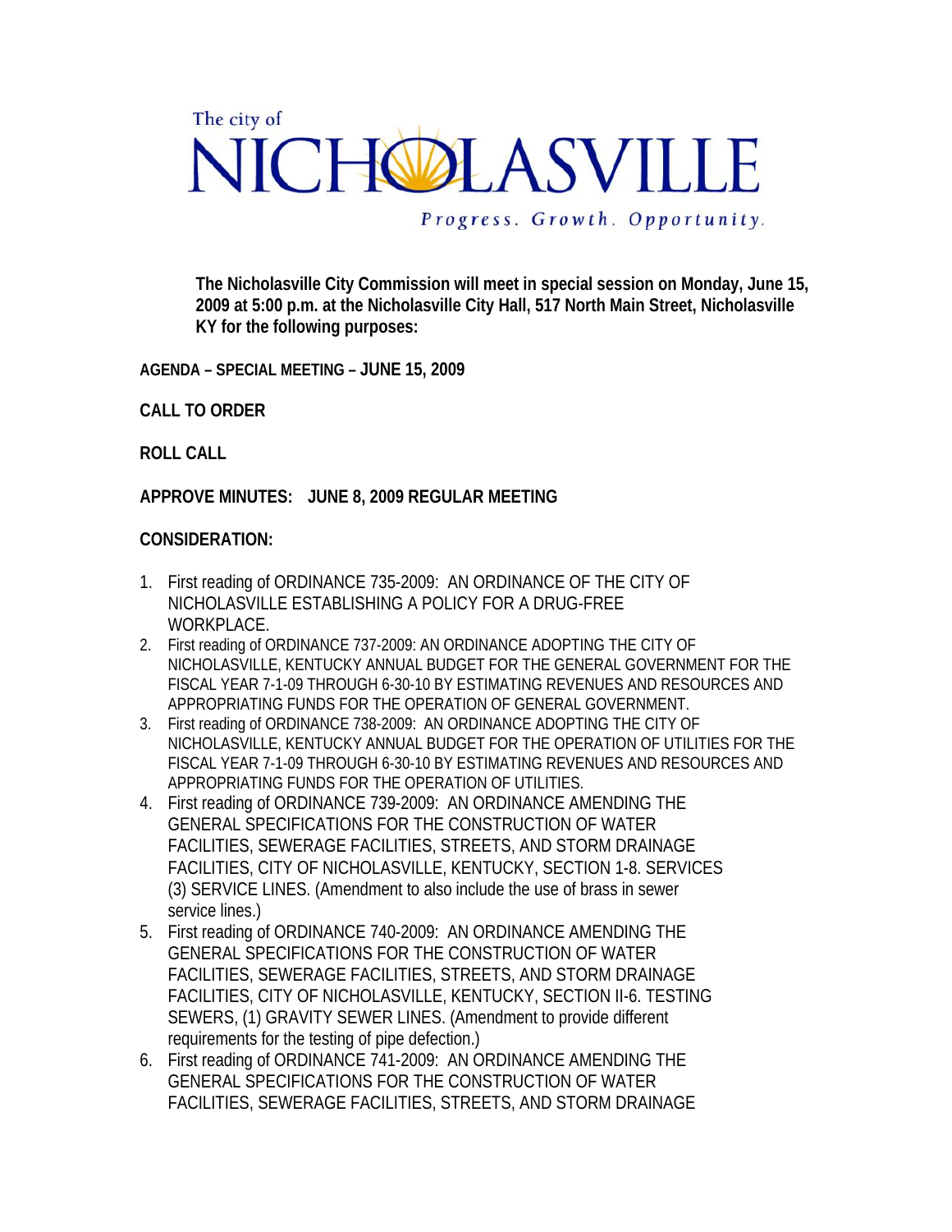The city of

# NICHOLASVILLE

*Progress. Growth. Opportunity.*

**The Nicholasville City Commission will meet in special session on Monday, June 15, 2009 at 5:00 p.m. at the Nicholasville City Hall, 517 North Main Street, Nicholasville KY for the following purposes:**

**AGENDA – SPECIAL MEETING – JUNE 15, 2009**

**CALL TO ORDER**

**ROLL CALL**

**APPROVE MINUTES: JUNE 8, 2009 REGULAR MEETING**

**CONSIDERATION:**

1. First reading of ORDINANCE 735-2009: AN ORDINANCE OF THE CITY OF NICHOLASVILLE ESTABLISHING A POLICY FOR A DRUG-FREE WORKPLACE.
2. First reading of ORDINANCE 737-2009: AN ORDINANCE ADOPTING THE CITY OF NICHOLASVILLE, KENTUCKY ANNUAL BUDGET FOR THE GENERAL GOVERNMENT FOR THE FISCAL YEAR 7-1-09 THROUGH 6-30-10 BY ESTIMATING REVENUES AND RESOURCES AND APPROPRIATING FUNDS FOR THE OPERATION OF GENERAL GOVERNMENT.
3. First reading of ORDINANCE 738-2009: AN ORDINANCE ADOPTING THE CITY OF NICHOLASVILLE, KENTUCKY ANNUAL BUDGET FOR THE OPERATION OF UTILITIES FOR THE FISCAL YEAR 7-1-09 THROUGH 6-30-10 BY ESTIMATING REVENUES AND RESOURCES AND APPROPRIATING FUNDS FOR THE OPERATION OF UTILITIES.
4. First reading of ORDINANCE 739-2009: AN ORDINANCE AMENDING THE GENERAL SPECIFICATIONS FOR THE CONSTRUCTION OF WATER FACILITIES, SEWERAGE FACILITIES, STREETS, AND STORM DRAINAGE FACILITIES, CITY OF NICHOLASVILLE, KENTUCKY, SECTION 1-8. SERVICES (3) SERVICE LINES. (Amendment to also include the use of brass in sewer service lines.)
5. First reading of ORDINANCE 740-2009: AN ORDINANCE AMENDING THE GENERAL SPECIFICATIONS FOR THE CONSTRUCTION OF WATER FACILITIES, SEWERAGE FACILITIES, STREETS, AND STORM DRAINAGE FACILITIES, CITY OF NICHOLASVILLE, KENTUCKY, SECTION II-6. TESTING SEWERS, (1) GRAVITY SEWER LINES. (Amendment to provide different requirements for the testing of pipe defection.)
6. First reading of ORDINANCE 741-2009: AN ORDINANCE AMENDING THE GENERAL SPECIFICATIONS FOR THE CONSTRUCTION OF WATER FACILITIES, SEWERAGE FACILITIES, STREETS, AND STORM DRAINAGE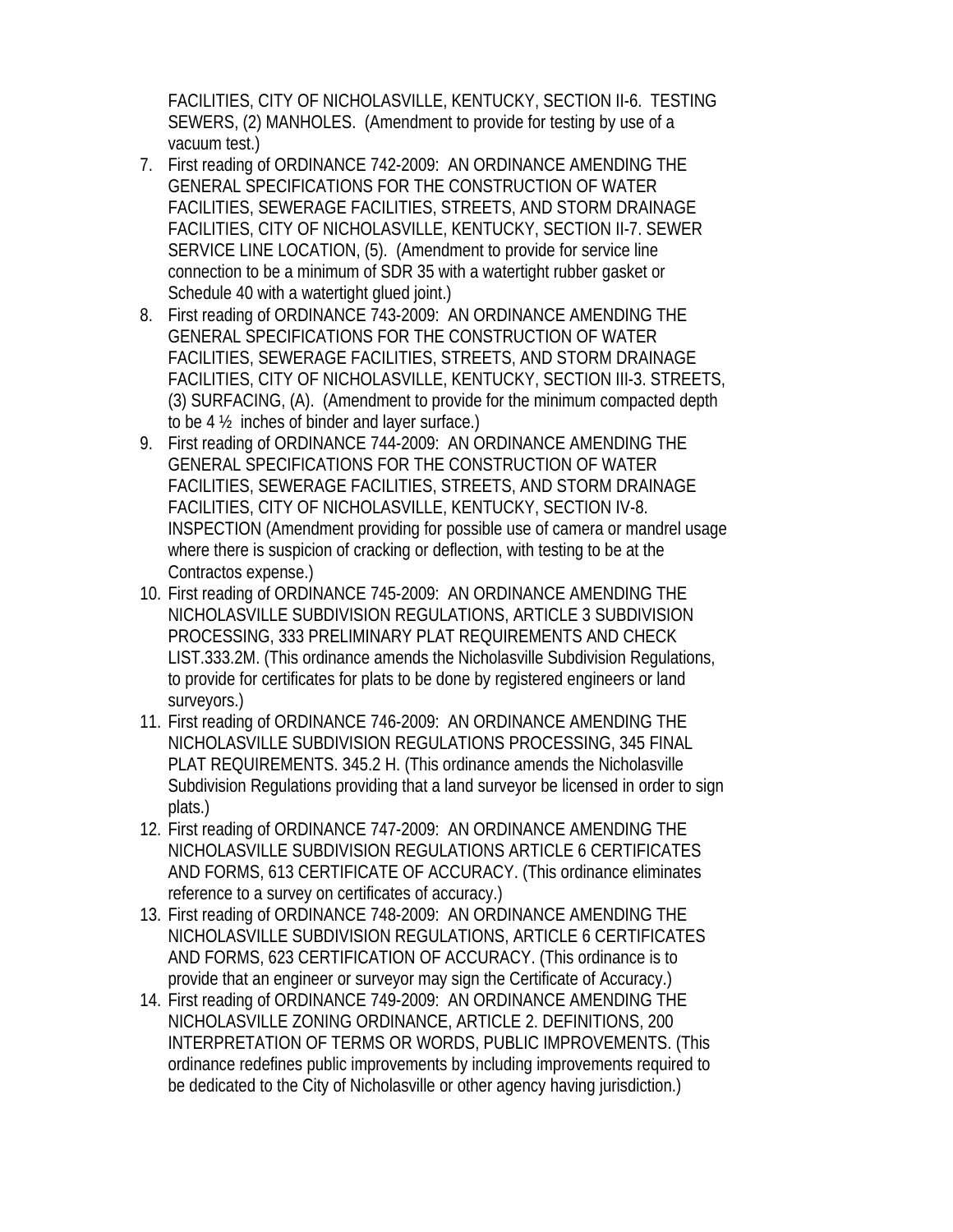FACILITIES, CITY OF NICHOLASVILLE, KENTUCKY, SECTION II-6. TESTING SEWERS, (2) MANHOLES. (Amendment to provide for testing by use of a vacuum test.)

7. First reading of ORDINANCE 742-2009: AN ORDINANCE AMENDING THE GENERAL SPECIFICATIONS FOR THE CONSTRUCTION OF WATER FACILITIES, SEWERAGE FACILITIES, STREETS, AND STORM DRAINAGE FACILITIES, CITY OF NICHOLASVILLE, KENTUCKY, SECTION II-7. SEWER SERVICE LINE LOCATION, (5). (Amendment to provide for service line connection to be a minimum of SDR 35 with a watertight rubber gasket or Schedule 40 with a watertight glued joint.)
8. First reading of ORDINANCE 743-2009: AN ORDINANCE AMENDING THE GENERAL SPECIFICATIONS FOR THE CONSTRUCTION OF WATER FACILITIES, SEWERAGE FACILITIES, STREETS, AND STORM DRAINAGE FACILITIES, CITY OF NICHOLASVILLE, KENTUCKY, SECTION III-3. STREETS, (3) SURFACING, (A). (Amendment to provide for the minimum compacted depth to be 4 ½ inches of binder and layer surface.)
9. First reading of ORDINANCE 744-2009: AN ORDINANCE AMENDING THE GENERAL SPECIFICATIONS FOR THE CONSTRUCTION OF WATER FACILITIES, SEWERAGE FACILITIES, STREETS, AND STORM DRAINAGE FACILITIES, CITY OF NICHOLASVILLE, KENTUCKY, SECTION IV-8. INSPECTION (Amendment providing for possible use of camera or mandrel usage where there is suspicion of cracking or deflection, with testing to be at the Contractos expense.)
10. First reading of ORDINANCE 745-2009: AN ORDINANCE AMENDING THE NICHOLASVILLE SUBDIVISION REGULATIONS, ARTICLE 3 SUBDIVISION PROCESSING, 333 PRELIMINARY PLAT REQUIREMENTS AND CHECK LIST.333.2M. (This ordinance amends the Nicholasville Subdivision Regulations, to provide for certificates for plats to be done by registered engineers or land surveyors.)
11. First reading of ORDINANCE 746-2009: AN ORDINANCE AMENDING THE NICHOLASVILLE SUBDIVISION REGULATIONS PROCESSING, 345 FINAL PLAT REQUIREMENTS. 345.2 H. (This ordinance amends the Nicholasville Subdivision Regulations providing that a land surveyor be licensed in order to sign plats.)
12. First reading of ORDINANCE 747-2009: AN ORDINANCE AMENDING THE NICHOLASVILLE SUBDIVISION REGULATIONS ARTICLE 6 CERTIFICATES AND FORMS, 613 CERTIFICATE OF ACCURACY. (This ordinance eliminates reference to a survey on certificates of accuracy.)
13. First reading of ORDINANCE 748-2009: AN ORDINANCE AMENDING THE NICHOLASVILLE SUBDIVISION REGULATIONS, ARTICLE 6 CERTIFICATES AND FORMS, 623 CERTIFICATION OF ACCURACY. (This ordinance is to provide that an engineer or surveyor may sign the Certificate of Accuracy.)
14. First reading of ORDINANCE 749-2009: AN ORDINANCE AMENDING THE NICHOLASVILLE ZONING ORDINANCE, ARTICLE 2. DEFINITIONS, 200 INTERPRETATION OF TERMS OR WORDS, PUBLIC IMPROVEMENTS. (This ordinance redefines public improvements by including improvements required to be dedicated to the City of Nicholasville or other agency having jurisdiction.)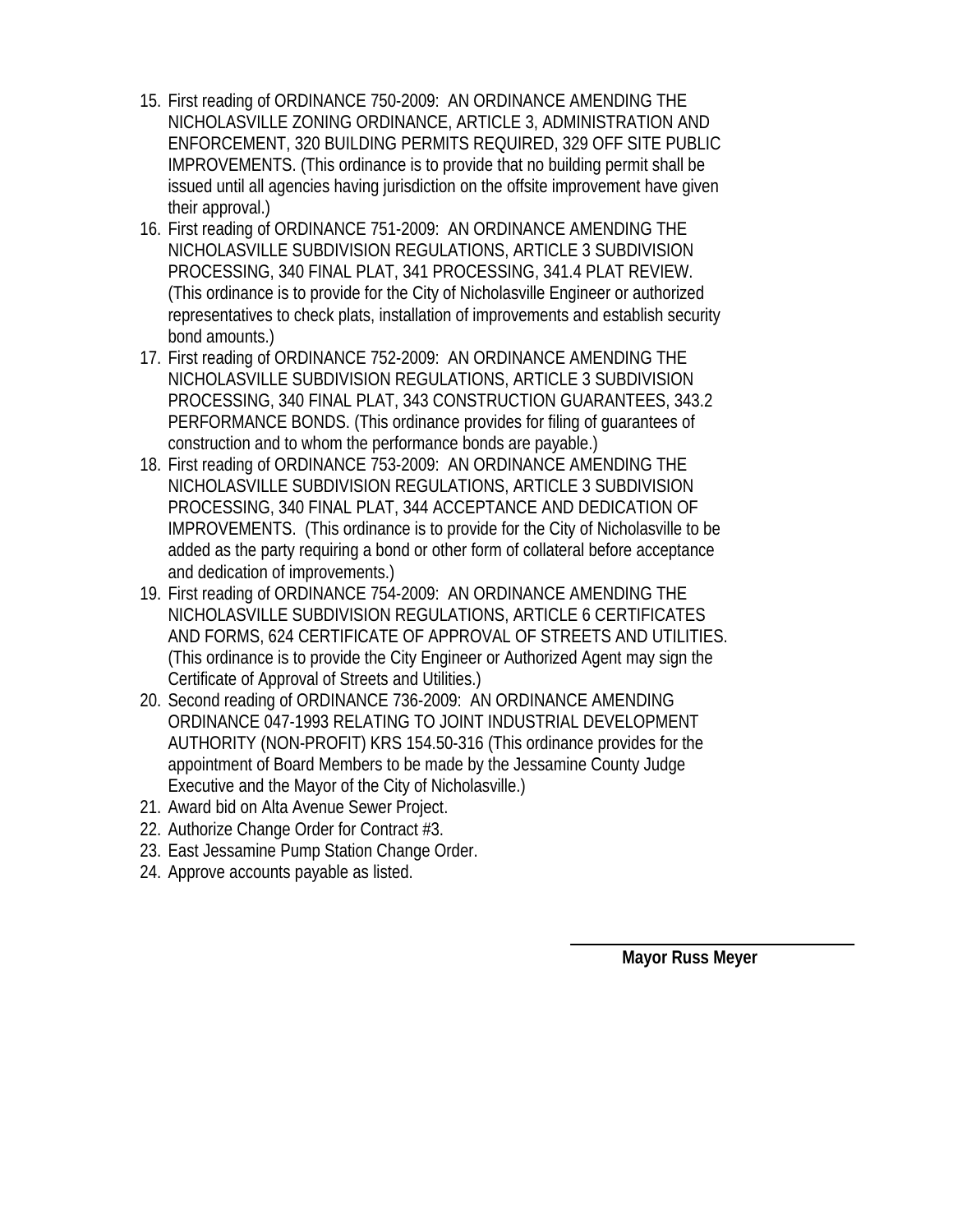15. First reading of ORDINANCE 750-2009: AN ORDINANCE AMENDING THE NICHOLASVILLE ZONING ORDINANCE, ARTICLE 3, ADMINISTRATION AND ENFORCEMENT, 320 BUILDING PERMITS REQUIRED, 329 OFF SITE PUBLIC IMPROVEMENTS. (This ordinance is to provide that no building permit shall be issued until all agencies having jurisdiction on the offsite improvement have given their approval.)
16. First reading of ORDINANCE 751-2009: AN ORDINANCE AMENDING THE NICHOLASVILLE SUBDIVISION REGULATIONS, ARTICLE 3 SUBDIVISION PROCESSING, 340 FINAL PLAT, 341 PROCESSING, 341.4 PLAT REVIEW. (This ordinance is to provide for the City of Nicholasville Engineer or authorized representatives to check plats, installation of improvements and establish security bond amounts.)
17. First reading of ORDINANCE 752-2009: AN ORDINANCE AMENDING THE NICHOLASVILLE SUBDIVISION REGULATIONS, ARTICLE 3 SUBDIVISION PROCESSING, 340 FINAL PLAT, 343 CONSTRUCTION GUARANTEES, 343.2 PERFORMANCE BONDS. (This ordinance provides for filing of guarantees of construction and to whom the performance bonds are payable.)
18. First reading of ORDINANCE 753-2009: AN ORDINANCE AMENDING THE NICHOLASVILLE SUBDIVISION REGULATIONS, ARTICLE 3 SUBDIVISION PROCESSING, 340 FINAL PLAT, 344 ACCEPTANCE AND DEDICATION OF IMPROVEMENTS. (This ordinance is to provide for the City of Nicholasville to be added as the party requiring a bond or other form of collateral before acceptance and dedication of improvements.)
19. First reading of ORDINANCE 754-2009: AN ORDINANCE AMENDING THE NICHOLASVILLE SUBDIVISION REGULATIONS, ARTICLE 6 CERTIFICATES AND FORMS, 624 CERTIFICATE OF APPROVAL OF STREETS AND UTILITIES. (This ordinance is to provide the City Engineer or Authorized Agent may sign the Certificate of Approval of Streets and Utilities.)
20. Second reading of ORDINANCE 736-2009: AN ORDINANCE AMENDING ORDINANCE 047-1993 RELATING TO JOINT INDUSTRIAL DEVELOPMENT AUTHORITY (NON-PROFIT) KRS 154.50-316 (This ordinance provides for the appointment of Board Members to be made by the Jessamine County Judge Executive and the Mayor of the City of Nicholasville.)
21. Award bid on Alta Avenue Sewer Project.
22. Authorize Change Order for Contract #3.
23. East Jessamine Pump Station Change Order.
24. Approve accounts payable as listed.

**Mayor Russ Meyer**